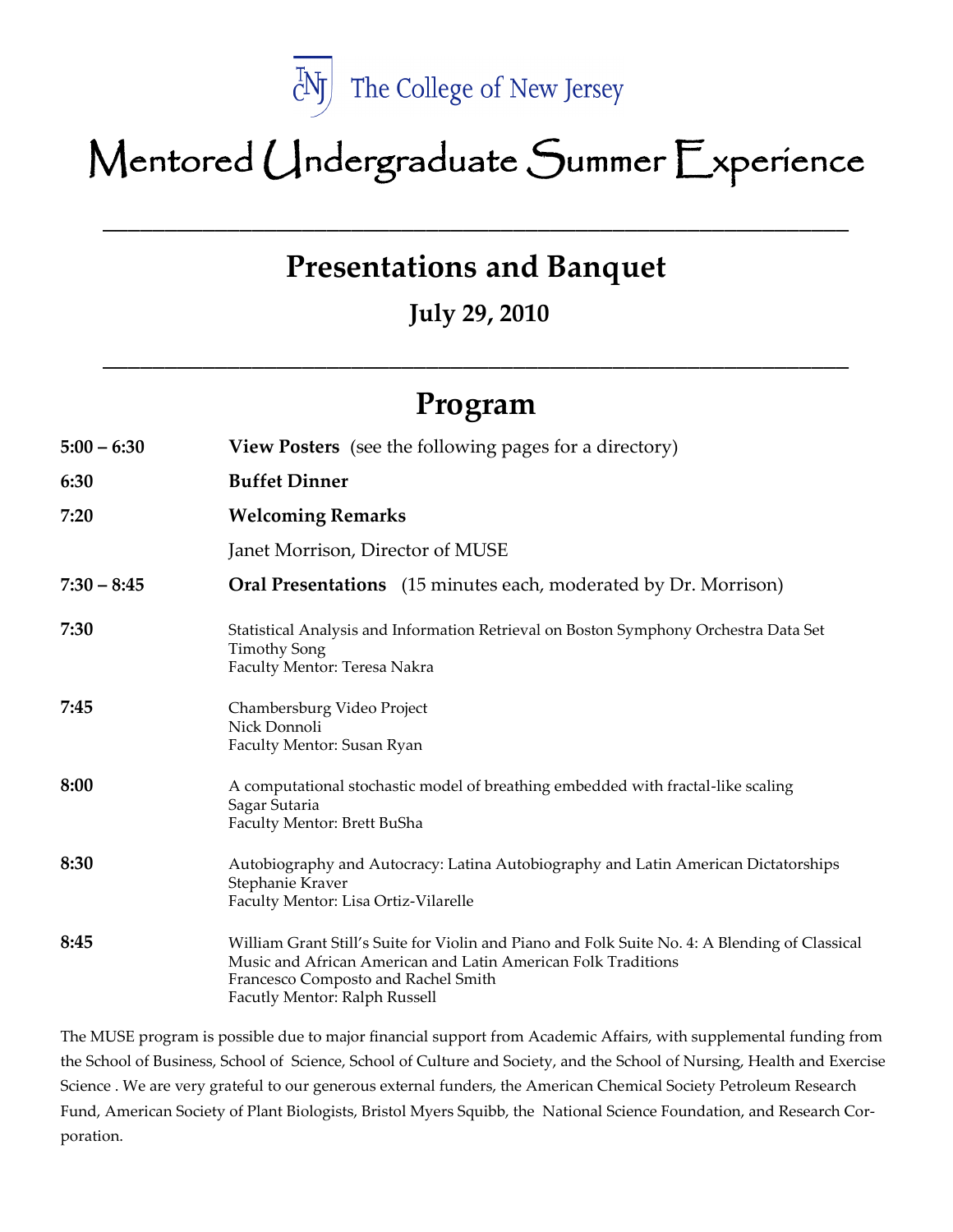The College of New Jersey

# Mentored Undergraduate Summer Experience

---

## Presentations and Banquet

### July 29, 2010

---

## Program

**5:00 – 6:30** — **View Posters** (see the following pages for a directory)

**6:30** — **Buffet Dinner**

**7:20** — **Welcoming Remarks**

Janet Morrison, Director of MUSE

**7:30 – 8:45** — **Oral Presentations** (15 minutes each, moderated by Dr. Morrison)

**7:30**
Statistical Analysis and Information Retrieval on Boston Symphony Orchestra Data Set
Timothy Song
Faculty Mentor: Teresa Nakra

**7:45**
Chambersburg Video Project
Nick Donnoli
Faculty Mentor: Susan Ryan

**8:00**
A computational stochastic model of breathing embedded with fractal-like scaling
Sagar Sutaria
Faculty Mentor: Brett BuSha

**8:30**
Autobiography and Autocracy: Latina Autobiography and Latin American Dictatorships
Stephanie Kraver
Faculty Mentor: Lisa Ortiz-Vilarelle

**8:45**
William Grant Still's Suite for Violin and Piano and Folk Suite No. 4: A Blending of Classical Music and African American and Latin American Folk Traditions
Francesco Composto and Rachel Smith
Facutly Mentor: Ralph Russell

The MUSE program is possible due to major financial support from Academic Affairs, with supplemental funding from the School of Business, School of Science, School of Culture and Society, and the School of Nursing, Health and Exercise Science . We are very grateful to our generous external funders, the American Chemical Society Petroleum Research Fund, American Society of Plant Biologists, Bristol Myers Squibb, the National Science Foundation, and Research Corporation.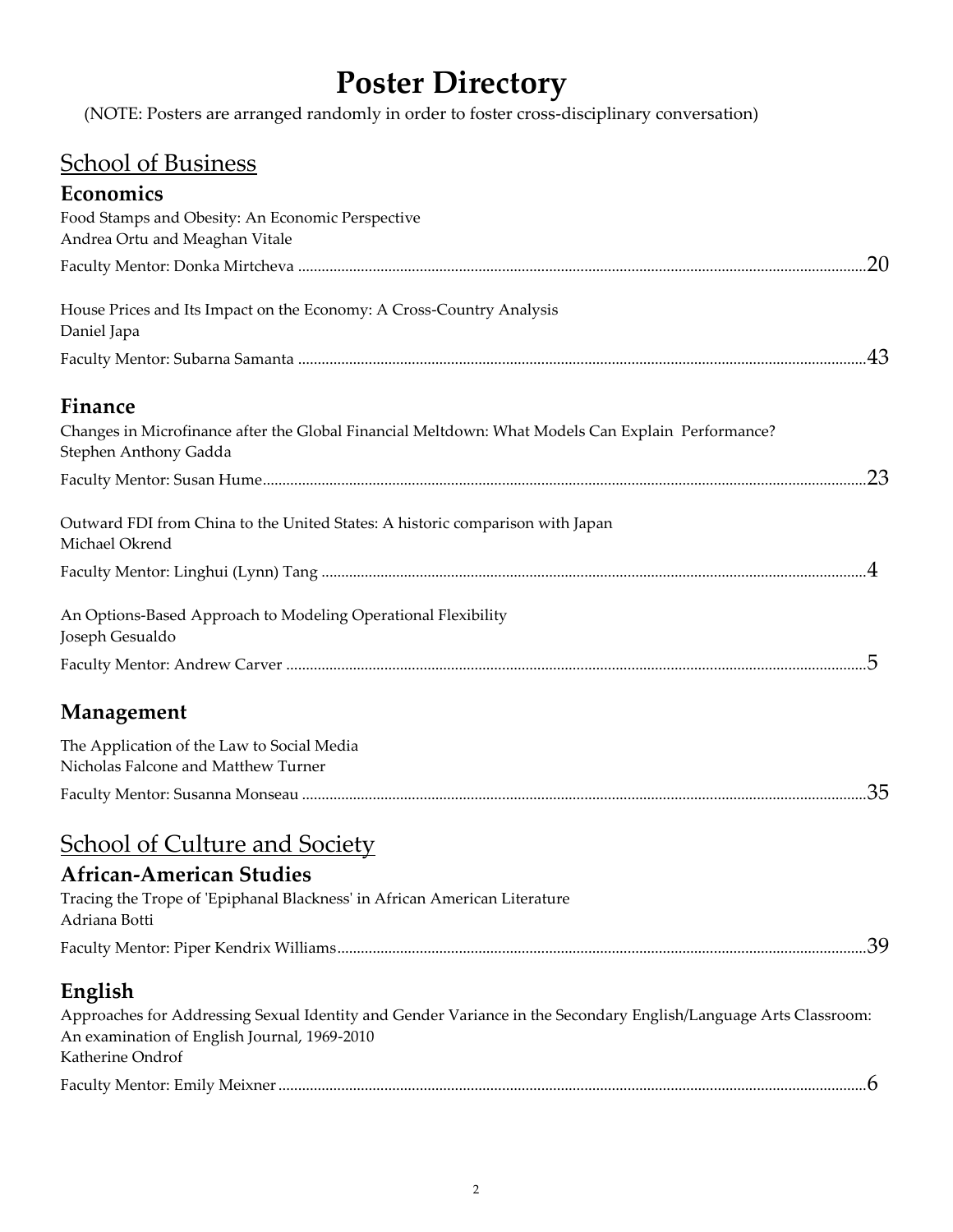# Poster Directory

(NOTE: Posters are arranged randomly in order to foster cross-disciplinary conversation)

## School of Business

### Economics

Food Stamps and Obesity: An Economic Perspective
Andrea Ortu and Meaghan Vitale

Faculty Mentor: Donka Mirtcheva ........................................ 20

House Prices and Its Impact on the Economy: A Cross-Country Analysis
Daniel Japa

Faculty Mentor: Subarna Samanta ........................................ 43

### Finance

Changes in Microfinance after the Global Financial Meltdown: What Models Can Explain Performance?
Stephen Anthony Gadda

Faculty Mentor: Susan Hume ........................................ 23

Outward FDI from China to the United States: A historic comparison with Japan
Michael Okrend

Faculty Mentor: Linghui (Lynn) Tang ........................................ 4

An Options-Based Approach to Modeling Operational Flexibility
Joseph Gesualdo

Faculty Mentor: Andrew Carver ........................................ 5

### Management

The Application of the Law to Social Media
Nicholas Falcone and Matthew Turner

Faculty Mentor: Susanna Monseau ........................................ 35

## School of Culture and Society

### African-American Studies

Tracing the Trope of 'Epiphanal Blackness' in African American Literature
Adriana Botti

Faculty Mentor: Piper Kendrix Williams ........................................ 39

### English

Approaches for Addressing Sexual Identity and Gender Variance in the Secondary English/Language Arts Classroom: An examination of English Journal, 1969-2010
Katherine Ondrof

Faculty Mentor: Emily Meixner ........................................ 6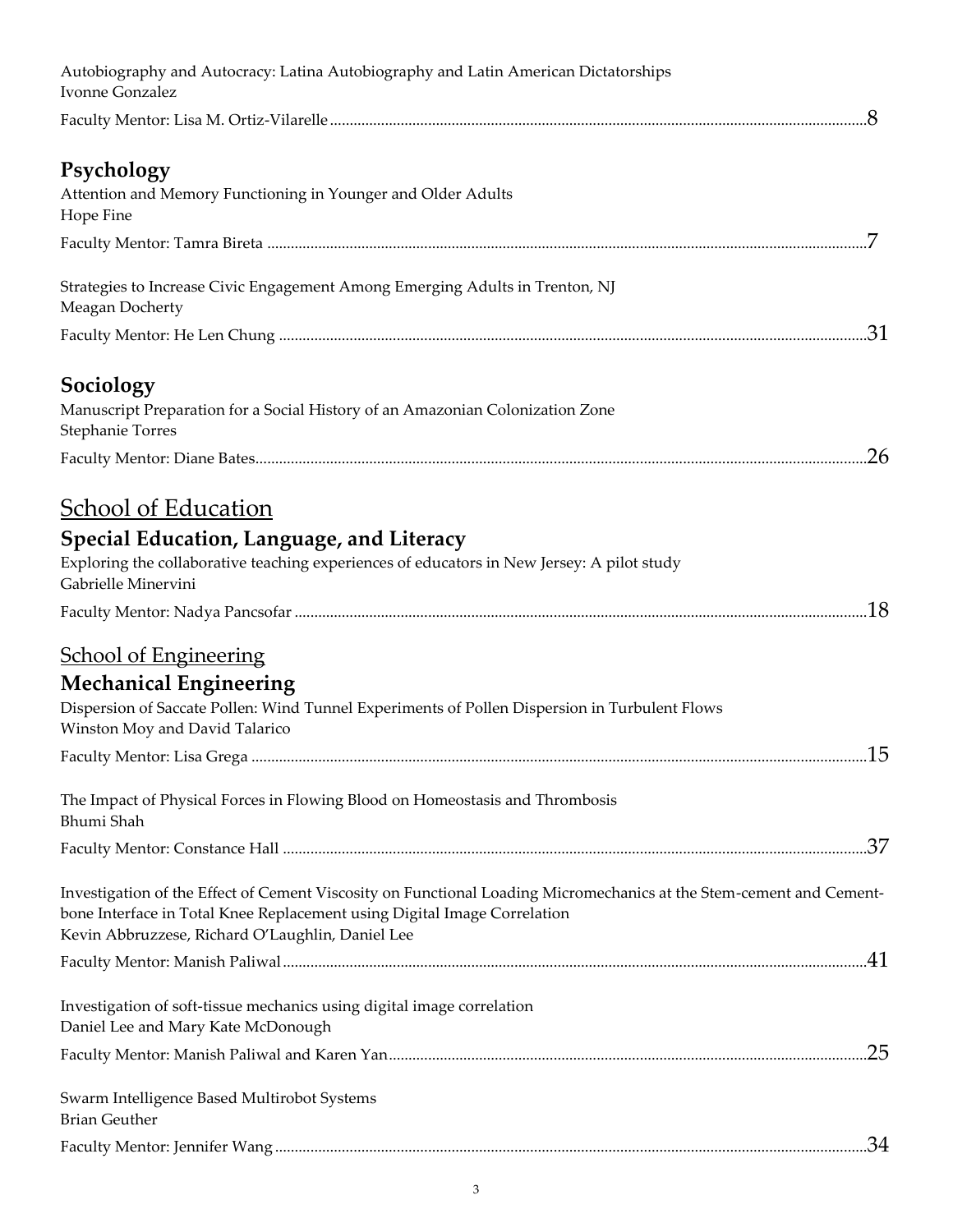Autobiography and Autocracy: Latina Autobiography and Latin American Dictatorships
Ivonne Gonzalez

Faculty Mentor: Lisa M. Ortiz-Vilarelle ........................................................................................................................ 8

### Psychology

Attention and Memory Functioning in Younger and Older Adults
Hope Fine

Faculty Mentor: Tamra Bireta ........................................................................................................................ 7

Strategies to Increase Civic Engagement Among Emerging Adults in Trenton, NJ
Meagan Docherty

Faculty Mentor: He Len Chung ........................................................................................................................ 31

### Sociology

Manuscript Preparation for a Social History of an Amazonian Colonization Zone
Stephanie Torres

Faculty Mentor: Diane Bates........................................................................................................................ 26

## School of Education

### Special Education, Language, and Literacy

Exploring the collaborative teaching experiences of educators in New Jersey: A pilot study
Gabrielle Minervini

Faculty Mentor: Nadya Pancsofar ........................................................................................................................ 18

## School of Engineering

### Mechanical Engineering

Dispersion of Saccate Pollen: Wind Tunnel Experiments of Pollen Dispersion in Turbulent Flows
Winston Moy and David Talarico

Faculty Mentor: Lisa Grega ........................................................................................................................ 15

The Impact of Physical Forces in Flowing Blood on Homeostasis and Thrombosis
Bhumi Shah

Faculty Mentor: Constance Hall ........................................................................................................................ 37

Investigation of the Effect of Cement Viscosity on Functional Loading Micromechanics at the Stem-cement and Cement-bone Interface in Total Knee Replacement using Digital Image Correlation
Kevin Abbruzzese, Richard O'Laughlin, Daniel Lee

Faculty Mentor: Manish Paliwal........................................................................................................................ 41

Investigation of soft-tissue mechanics using digital image correlation
Daniel Lee and Mary Kate McDonough

Faculty Mentor: Manish Paliwal and Karen Yan........................................................................................................................ 25

Swarm Intelligence Based Multirobot Systems
Brian Geuther

Faculty Mentor: Jennifer Wang........................................................................................................................ 34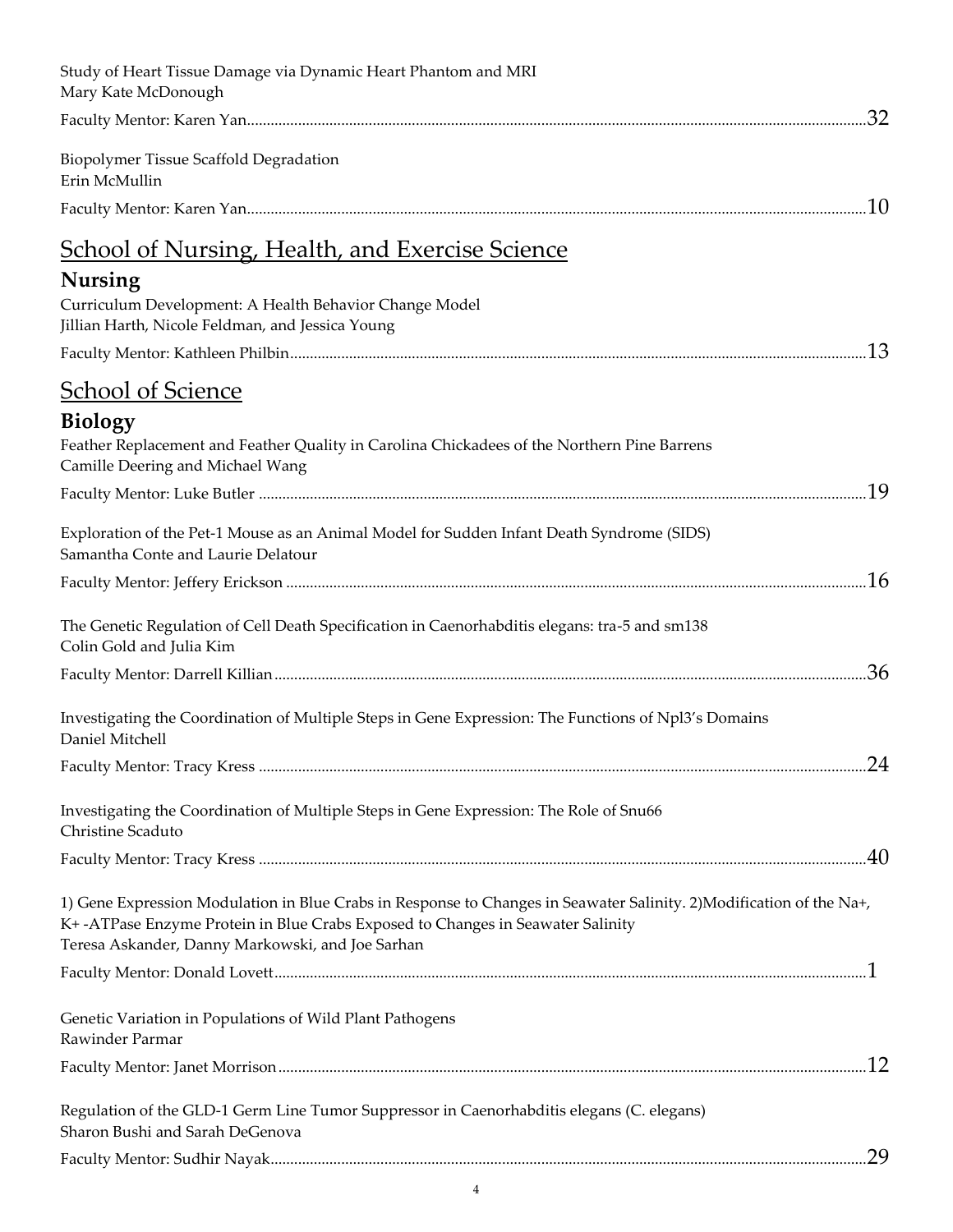Study of Heart Tissue Damage via Dynamic Heart Phantom and MRI
Mary Kate McDonough

Faculty Mentor: Karen Yan.......................................................................................................................................32

Biopolymer Tissue Scaffold Degradation
Erin McMullin

Faculty Mentor: Karen Yan.......................................................................................................................................10

# School of Nursing, Health, and Exercise Science

## Nursing

Curriculum Development: A Health Behavior Change Model
Jillian Harth, Nicole Feldman, and Jessica Young

Faculty Mentor: Kathleen Philbin.............................................................................................................................13

# School of Science

## Biology

Feather Replacement and Feather Quality in Carolina Chickadees of the Northern Pine Barrens
Camille Deering and Michael Wang

Faculty Mentor: Luke Butler .....................................................................................................................................19

Exploration of the Pet-1 Mouse as an Animal Model for Sudden Infant Death Syndrome (SIDS)
Samantha Conte and Laurie Delatour

Faculty Mentor: Jeffery Erickson ..............................................................................................................................16

The Genetic Regulation of Cell Death Specification in Caenorhabditis elegans: tra-5 and sm138
Colin Gold and Julia Kim

Faculty Mentor: Darrell Killian.................................................................................................................................36

Investigating the Coordination of Multiple Steps in Gene Expression: The Functions of Npl3's Domains
Daniel Mitchell

Faculty Mentor: Tracy Kress .....................................................................................................................................24

Investigating the Coordination of Multiple Steps in Gene Expression: The Role of Snu66
Christine Scaduto

Faculty Mentor: Tracy Kress .....................................................................................................................................40

1) Gene Expression Modulation in Blue Crabs in Response to Changes in Seawater Salinity. 2)Modification of the Na+, K+ -ATPase Enzyme Protein in Blue Crabs Exposed to Changes in Seawater Salinity
Teresa Askander, Danny Markowski, and Joe Sarhan

Faculty Mentor: Donald Lovett..................................................................................................................................1

Genetic Variation in Populations of Wild Plant Pathogens
Rawinder Parmar

Faculty Mentor: Janet Morrison................................................................................................................................12

Regulation of the GLD-1 Germ Line Tumor Suppressor in Caenorhabditis elegans (C. elegans)
Sharon Bushi and Sarah DeGenova

Faculty Mentor: Sudhir Nayak..................................................................................................................................29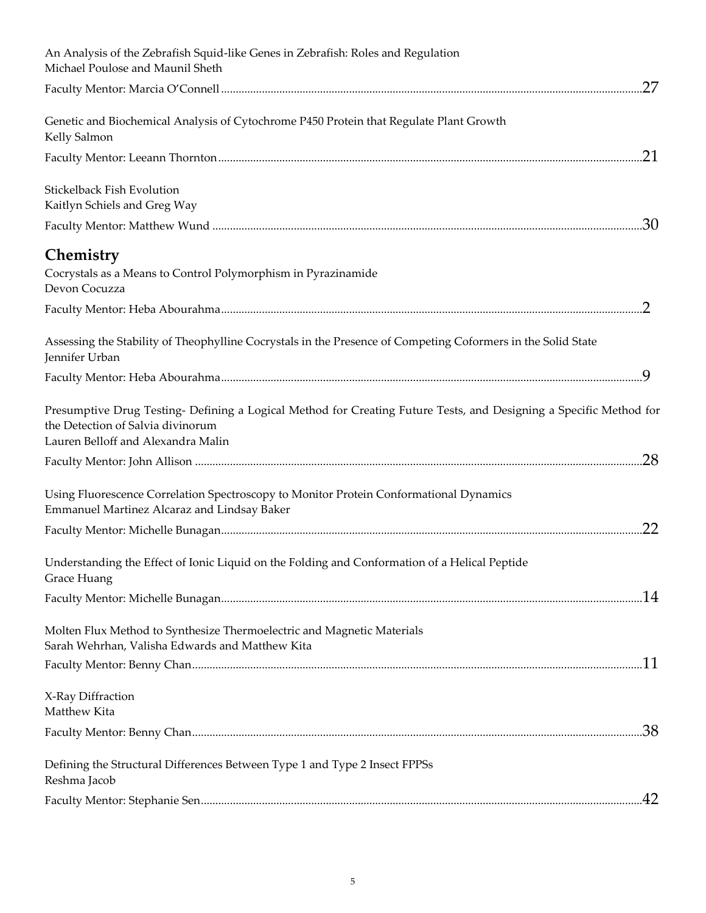An Analysis of the Zebrafish Squid-like Genes in Zebrafish: Roles and Regulation
Michael Poulose and Maunil Sheth

Faculty Mentor: Marcia O'Connell ............................................................ 27

Genetic and Biochemical Analysis of Cytochrome P450 Protein that Regulate Plant Growth
Kelly Salmon

Faculty Mentor: Leeann Thornton ............................................................ 21

Stickelback Fish Evolution
Kaitlyn Schiels and Greg Way

Faculty Mentor: Matthew Wund ............................................................ 30

## Chemistry

Cocrystals as a Means to Control Polymorphism in Pyrazinamide
Devon Cocuzza

Faculty Mentor: Heba Abourahma ............................................................ 2

Assessing the Stability of Theophylline Cocrystals in the Presence of Competing Coformers in the Solid State
Jennifer Urban

Faculty Mentor: Heba Abourahma ............................................................ 9

Presumptive Drug Testing- Defining a Logical Method for Creating Future Tests, and Designing a Specific Method for the Detection of Salvia divinorum
Lauren Belloff and Alexandra Malin

Faculty Mentor: John Allison ............................................................ 28

Using Fluorescence Correlation Spectroscopy to Monitor Protein Conformational Dynamics
Emmanuel Martinez Alcaraz and Lindsay Baker

Faculty Mentor: Michelle Bunagan ............................................................ 22

Understanding the Effect of Ionic Liquid on the Folding and Conformation of a Helical Peptide
Grace Huang

Faculty Mentor: Michelle Bunagan ............................................................ 14

Molten Flux Method to Synthesize Thermoelectric and Magnetic Materials
Sarah Wehrhan, Valisha Edwards and Matthew Kita

Faculty Mentor: Benny Chan ............................................................ 11

X-Ray Diffraction
Matthew Kita

Faculty Mentor: Benny Chan ............................................................ 38

Defining the Structural Differences Between Type 1 and Type 2 Insect FPPSs
Reshma Jacob

Faculty Mentor: Stephanie Sen ............................................................ 42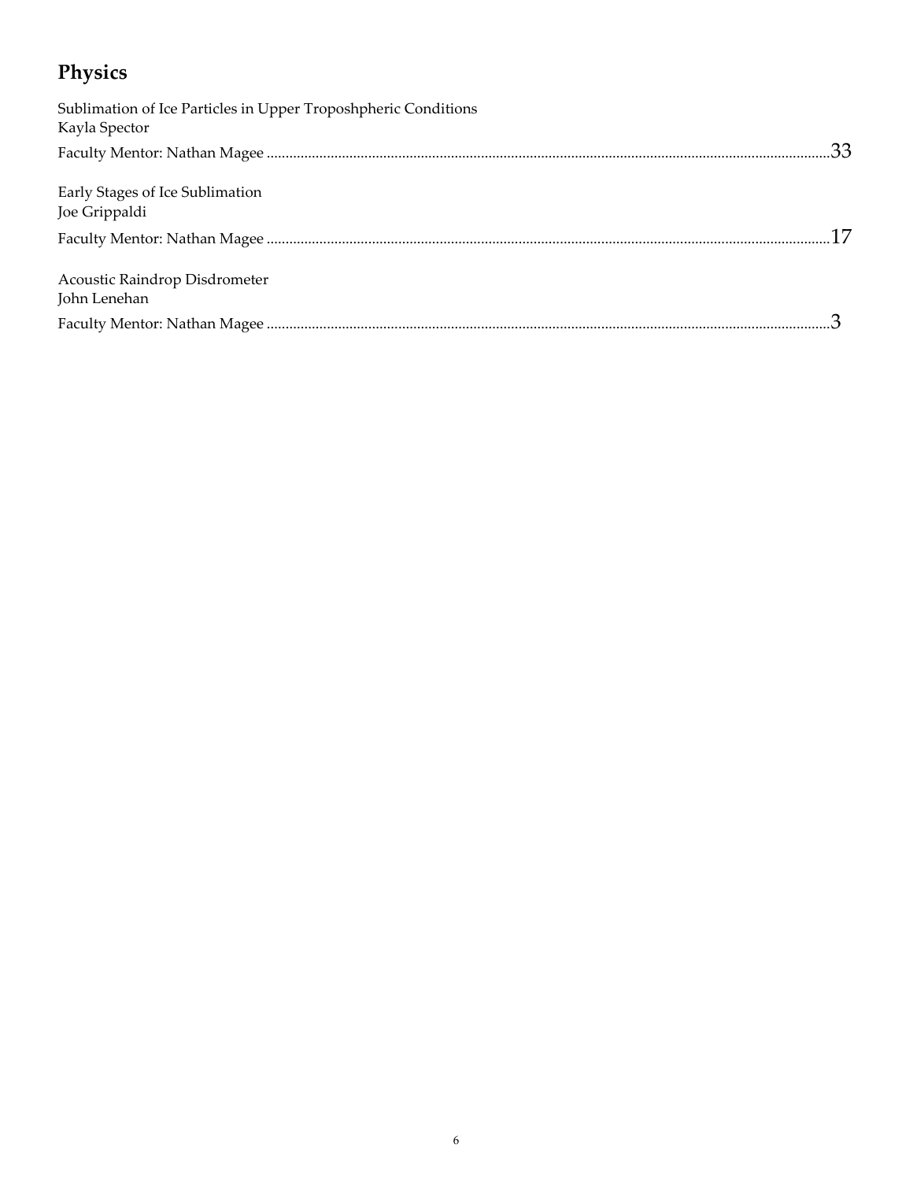# Physics

Sublimation of Ice Particles in Upper Troposhpheric Conditions
Kayla Spector
Faculty Mentor: Nathan Magee ..................................................................................................................................................33

Early Stages of Ice Sublimation
Joe Grippaldi
Faculty Mentor: Nathan Magee ..................................................................................................................................................17

Acoustic Raindrop Disdrometer
John Lenehan
Faculty Mentor: Nathan Magee ..................................................................................................................................................3